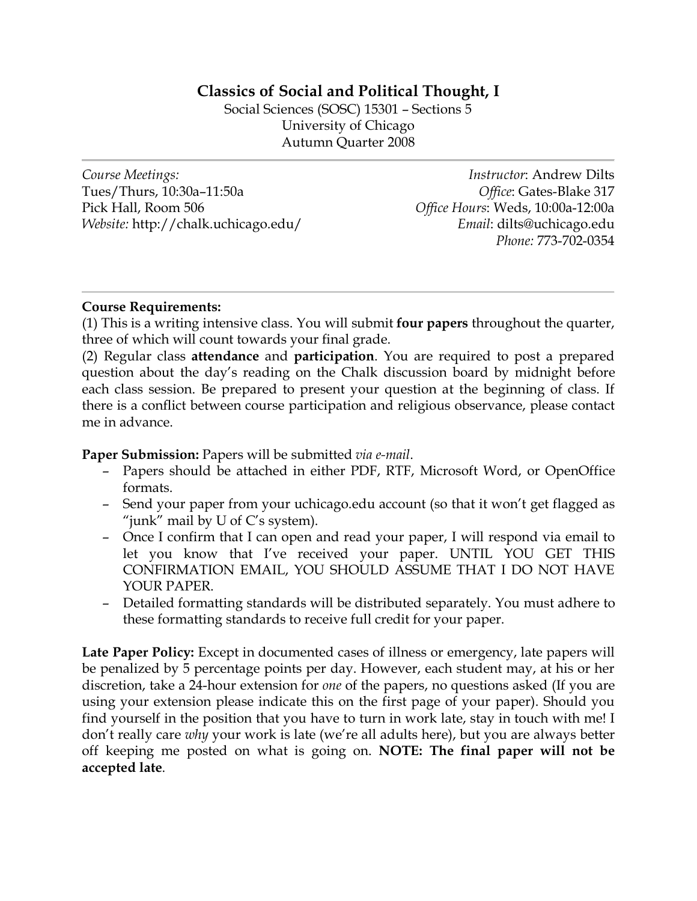# Classics of Social and Political Thought, I

Social Sciences (SOSC) 15301 – Sections 5
University of Chicago
Autumn Quarter 2008

---

*Course Meetings:*
Tues/Thurs, 10:30a–11:50a
Pick Hall, Room 506
*Website:* http://chalk.uchicago.edu/

*Instructor*: Andrew Dilts
*Office*: Gates-Blake 317
*Office Hours*: Weds, 10:00a-12:00a
*Email*: dilts@uchicago.edu
*Phone:* 773-702-0354

---

**Course Requirements:**
(1) This is a writing intensive class. You will submit **four papers** throughout the quarter, three of which will count towards your final grade.
(2) Regular class **attendance** and **participation**. You are required to post a prepared question about the day's reading on the Chalk discussion board by midnight before each class session. Be prepared to present your question at the beginning of class. If there is a conflict between course participation and religious observance, please contact me in advance.

**Paper Submission:** Papers will be submitted *via e-mail*.

- Papers should be attached in either PDF, RTF, Microsoft Word, or OpenOffice formats.
- Send your paper from your uchicago.edu account (so that it won't get flagged as "junk" mail by U of C's system).
- Once I confirm that I can open and read your paper, I will respond via email to let you know that I've received your paper. UNTIL YOU GET THIS CONFIRMATION EMAIL, YOU SHOULD ASSUME THAT I DO NOT HAVE YOUR PAPER.
- Detailed formatting standards will be distributed separately. You must adhere to these formatting standards to receive full credit for your paper.

**Late Paper Policy:** Except in documented cases of illness or emergency, late papers will be penalized by 5 percentage points per day. However, each student may, at his or her discretion, take a 24-hour extension for *one* of the papers, no questions asked (If you are using your extension please indicate this on the first page of your paper). Should you find yourself in the position that you have to turn in work late, stay in touch with me! I don't really care *why* your work is late (we're all adults here), but you are always better off keeping me posted on what is going on. **NOTE: The final paper will not be accepted late**.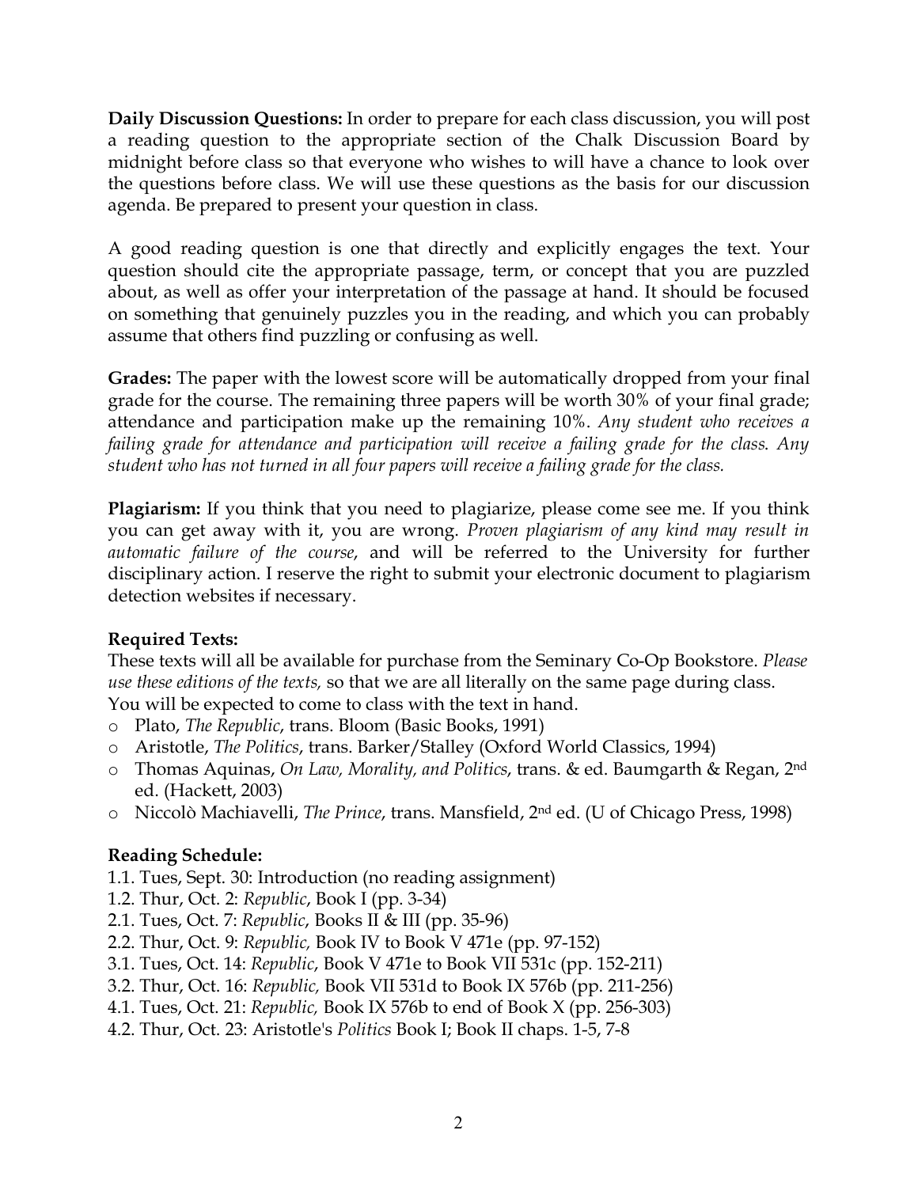**Daily Discussion Questions:** In order to prepare for each class discussion, you will post a reading question to the appropriate section of the Chalk Discussion Board by midnight before class so that everyone who wishes to will have a chance to look over the questions before class. We will use these questions as the basis for our discussion agenda. Be prepared to present your question in class.

A good reading question is one that directly and explicitly engages the text. Your question should cite the appropriate passage, term, or concept that you are puzzled about, as well as offer your interpretation of the passage at hand. It should be focused on something that genuinely puzzles you in the reading, and which you can probably assume that others find puzzling or confusing as well.

**Grades:** The paper with the lowest score will be automatically dropped from your final grade for the course. The remaining three papers will be worth 30% of your final grade; attendance and participation make up the remaining 10%. *Any student who receives a failing grade for attendance and participation will receive a failing grade for the class. Any student who has not turned in all four papers will receive a failing grade for the class.*

**Plagiarism:** If you think that you need to plagiarize, please come see me. If you think you can get away with it, you are wrong. *Proven plagiarism of any kind may result in automatic failure of the course*, and will be referred to the University for further disciplinary action. I reserve the right to submit your electronic document to plagiarism detection websites if necessary.

**Required Texts:**

These texts will all be available for purchase from the Seminary Co-Op Bookstore. *Please use these editions of the texts,* so that we are all literally on the same page during class. You will be expected to come to class with the text in hand.

- Plato, *The Republic*, trans. Bloom (Basic Books, 1991)
- Aristotle, *The Politics*, trans. Barker/Stalley (Oxford World Classics, 1994)
- Thomas Aquinas, *On Law, Morality, and Politics*, trans. & ed. Baumgarth & Regan, 2nd ed. (Hackett, 2003)
- Niccolò Machiavelli, *The Prince*, trans. Mansfield, 2nd ed. (U of Chicago Press, 1998)

**Reading Schedule:**

1.1. Tues, Sept. 30: Introduction (no reading assignment)
1.2. Thur, Oct. 2: *Republic*, Book I (pp. 3-34)
2.1. Tues, Oct. 7: *Republic*, Books II & III (pp. 35-96)
2.2. Thur, Oct. 9: *Republic,* Book IV to Book V 471e (pp. 97-152)
3.1. Tues, Oct. 14: *Republic*, Book V 471e to Book VII 531c (pp. 152-211)
3.2. Thur, Oct. 16: *Republic,* Book VII 531d to Book IX 576b (pp. 211-256)
4.1. Tues, Oct. 21: *Republic,* Book IX 576b to end of Book X (pp. 256-303)
4.2. Thur, Oct. 23: Aristotle's *Politics* Book I; Book II chaps. 1-5, 7-8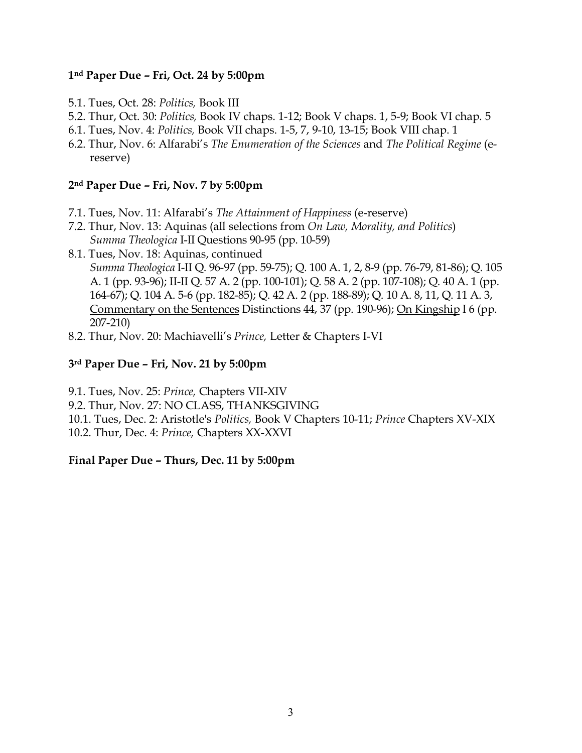**1nd Paper Due – Fri, Oct. 24 by 5:00pm**

5.1. Tues, Oct. 28: *Politics,* Book III
5.2. Thur, Oct. 30: *Politics,* Book IV chaps. 1-12; Book V chaps. 1, 5-9; Book VI chap. 5
6.1. Tues, Nov. 4: *Politics,* Book VII chaps. 1-5, 7, 9-10, 13-15; Book VIII chap. 1
6.2. Thur, Nov. 6: Alfarabi's *The Enumeration of the Sciences* and *The Political Regime* (e-reserve)

**2nd Paper Due – Fri, Nov. 7 by 5:00pm**

7.1. Tues, Nov. 11: Alfarabi's *The Attainment of Happiness* (e-reserve)
7.2. Thur, Nov. 13: Aquinas (all selections from *On Law, Morality, and Politics*) *Summa Theologica* I-II Questions 90-95 (pp. 10-59)
8.1. Tues, Nov. 18: Aquinas, continued *Summa Theologica* I-II Q. 96-97 (pp. 59-75); Q. 100 A. 1, 2, 8-9 (pp. 76-79, 81-86); Q. 105 A. 1 (pp. 93-96); II-II Q. 57 A. 2 (pp. 100-101); Q. 58 A. 2 (pp. 107-108); Q. 40 A. 1 (pp. 164-67); Q. 104 A. 5-6 (pp. 182-85); Q. 42 A. 2 (pp. 188-89); Q. 10 A. 8, 11, Q. 11 A. 3, Commentary on the Sentences Distinctions 44, 37 (pp. 190-96); On Kingship I 6 (pp. 207-210)
8.2. Thur, Nov. 20: Machiavelli's *Prince,* Letter & Chapters I-VI

**3rd Paper Due – Fri, Nov. 21 by 5:00pm**

9.1. Tues, Nov. 25: *Prince,* Chapters VII-XIV
9.2. Thur, Nov. 27: NO CLASS, THANKSGIVING
10.1. Tues, Dec. 2: Aristotle's *Politics,* Book V Chapters 10-11; *Prince* Chapters XV-XIX
10.2. Thur, Dec. 4: *Prince,* Chapters XX-XXVI

**Final Paper Due – Thurs, Dec. 11 by 5:00pm**